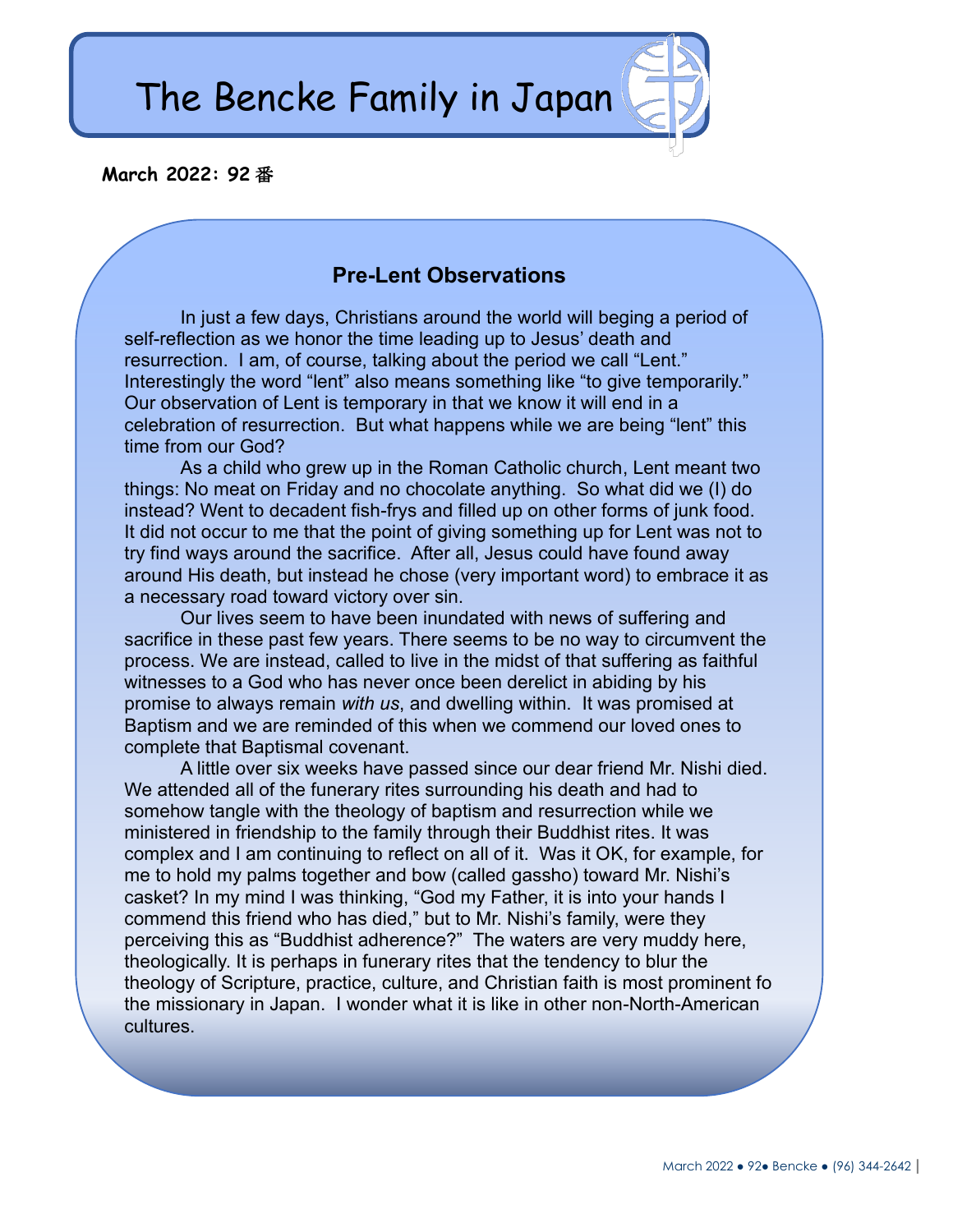# The Bencke Family in Japan

**March 2022: 92 番**

## Pre-Lent Observations

In just a few days, Christians around the world will beging a period of self-reflection as we honor the time leading up to Jesus' death and resurrection. I am, of course, talking about the period we call "Lent." Interestingly the word "lent" also means something like "to give temporarily." Our observation of Lent is temporary in that we know it will end in a celebration of resurrection. But what happens while we are being "lent" this time from our God?

As a child who grew up in the Roman Catholic church, Lent meant two things: No meat on Friday and no chocolate anything. So what did we (I) do instead? Went to decadent fish-frys and filled up on other forms of junk food. It did not occur to me that the point of giving something up for Lent was not to try find ways around the sacrifice. After all, Jesus could have found away around His death, but instead he chose (very important word) to embrace it as a necessary road toward victory over sin.

Our lives seem to have been inundated with news of suffering and sacrifice in these past few years. There seems to be no way to circumvent the process. We are instead, called to live in the midst of that suffering as faithful witnesses to a God who has never once been derelict in abiding by his promise to always remain *with us*, and dwelling within. It was promised at Baptism and we are reminded of this when we commend our loved ones to complete that Baptismal covenant.

A little over six weeks have passed since our dear friend Mr. Nishi died. We attended all of the funerary rites surrounding his death and had to somehow tangle with the theology of baptism and resurrection while we ministered in friendship to the family through their Buddhist rites. It was complex and I am continuing to reflect on all of it. Was it OK, for example, for me to hold my palms together and bow (called gassho) toward Mr. Nishi's casket? In my mind I was thinking, "God my Father, it is into your hands I commend this friend who has died," but to Mr. Nishi's family, were they perceiving this as "Buddhist adherence?" The waters are very muddy here, theologically. It is perhaps in funerary rites that the tendency to blur the theology of Scripture, practice, culture, and Christian faith is most prominent fo the missionary in Japan. I wonder what it is like in other non-North-American cultures.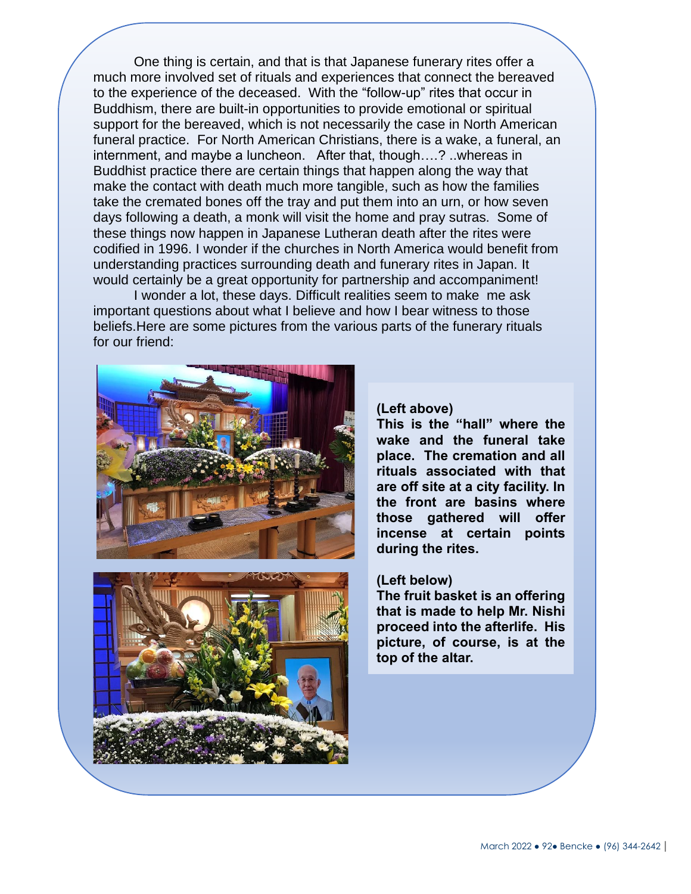One thing is certain, and that is that Japanese funerary rites offer a much more involved set of rituals and experiences that connect the bereaved to the experience of the deceased.  With the "follow-up" rites that occur in Buddhism, there are built-in opportunities to provide emotional or spiritual support for the bereaved, which is not necessarily the case in North American funeral practice.  For North American Christians, there is a wake, a funeral, an internment, and maybe a luncheon.   After that, though….? ..whereas in Buddhist practice there are certain things that happen along the way that make the contact with death much more tangible, such as how the families take the cremated bones off the tray and put them into an urn, or how seven days following a death, a monk will visit the home and pray sutras.  Some of these things now happen in Japanese Lutheran death after the rites were codified in 1996. I wonder if the churches in North America would benefit from understanding practices surrounding death and funerary rites in Japan. It would certainly be a great opportunity for partnership and accompaniment!

I wonder a lot, these days. Difficult realities seem to make  me ask important questions about what I believe and how I bear witness to those beliefs.Here are some pictures from the various parts of the funerary rituals for our friend:

**(Left above)**
**This is the "hall" where the wake and the funeral take place.  The cremation and all rituals associated with that are off site at a city facility. In the front are basins where those gathered will offer incense at certain points during the rites.**

**(Left below)**
**The fruit basket is an offering that is made to help Mr. Nishi proceed into the afterlife.  His picture, of course, is at the top of the altar.**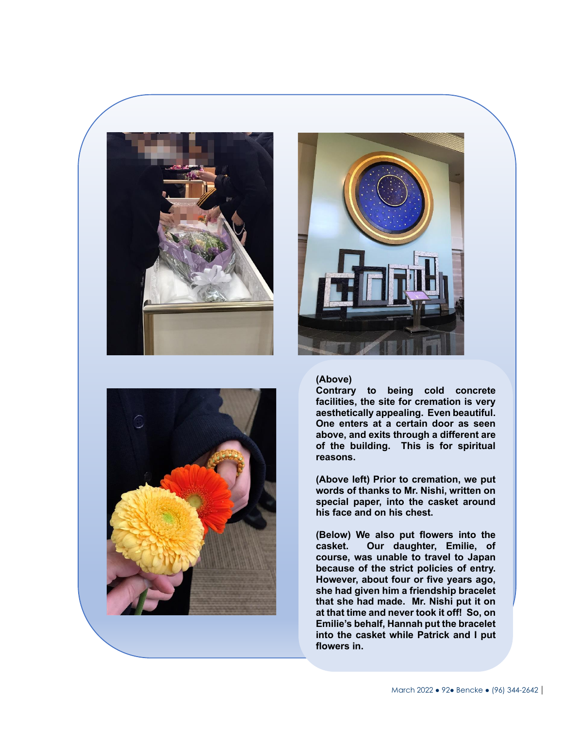**(Above)**
**Contrary to being cold concrete facilities, the site for cremation is very aesthetically appealing. Even beautiful. One enters at a certain door as seen above, and exits through a different are of the building. This is for spiritual reasons.**

**(Above left) Prior to cremation, we put words of thanks to Mr. Nishi, written on special paper, into the casket around his face and on his chest.**

**(Below) We also put flowers into the casket. Our daughter, Emilie, of course, was unable to travel to Japan because of the strict policies of entry. However, about four or five years ago, she had given him a friendship bracelet that she had made. Mr. Nishi put it on at that time and never took it off! So, on Emilie's behalf, Hannah put the bracelet into the casket while Patrick and I put flowers in.**